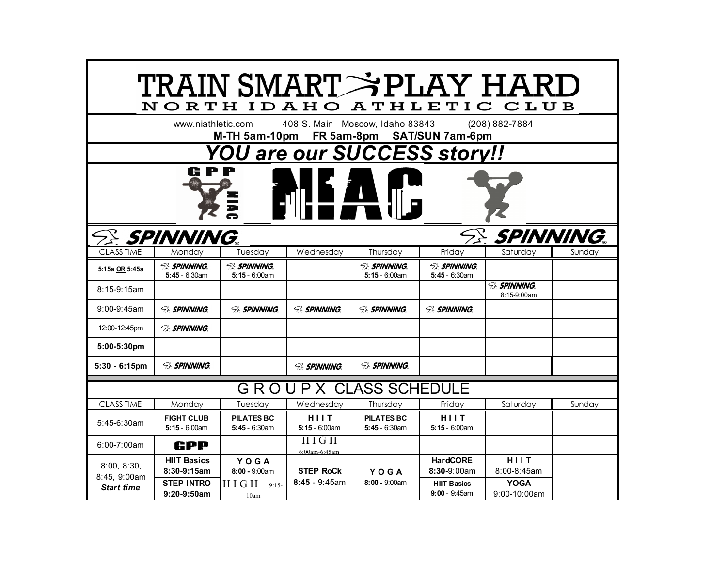# TRAIN SMART PLAY HARD

## NORTH IDAHO ATHLETIC CLUB

www.niathletic.com 408 S. Main Moscow, Idaho 83843 (208) 882-7884

**M-TH 5am-10pm FR 5am-8pm SAT/SUN 7am-6pm**

## *YOU are our SUCCESS story!!*

GPP NIAC

NIAC

## SPINNING

| CLASS TIME | Monday | Tuesday | Wednesday | Thursday | Friday | Saturday | Sunday |
|---|---|---|---|---|---|---|---|
| **5:15a OR 5:45a** | SPINNING **5:45** - 6:30am | SPINNING **5:15** - 6:00am | | SPINNING **5:15** - 6:00am | SPINNING **5:45** - 6:30am | | |
| 8:15-9:15am | | | | | | SPINNING 8:15-9:00am | |
| 9:00-9:45am | SPINNING | SPINNING | SPINNING | SPINNING | SPINNING | | |
| 12:00-12:45pm | SPINNING | | | | | | |
| **5:00-5:30pm** | | | | | | | |
| **5:30 - 6:15pm** | SPINNING | | SPINNING | SPINNING | | | |

## GROUPX CLASS SCHEDULE

| CLASS TIME | Monday | Tuesday | Wednesday | Thursday | Friday | Saturday | Sunday |
|---|---|---|---|---|---|---|---|
| 5:45-6:30am | **FIGHT CLUB** **5:15** - 6:00am | **PILATES BC** **5:45** - 6:30am | **HIIT** **5:15** - 6:00am | **PILATES BC** **5:45** - 6:30am | **HIIT** **5:15** - 6:00am | | |
| 6:00-7:00am | **GPP** | | HIGH 6:00am-6:45am | | | | |
| 8:00, 8:30, 8:45, 9:00am *Start time* | **HIIT Basics** **8:30-9:15am** **STEP INTRO** **9:20-9:50am** | **YOGA** **8:00** - 9:00am HIGH 9:15-10am | **STEP RoCk** **8:45** - 9:45am | **YOGA** **8:00** - 9:00am | **HardCORE** **8:30**-9:00am **HIIT Basics** **9:00** - 9:45am | **HIIT** 8:00-8:45am **YOGA** 9:00-10:00am | |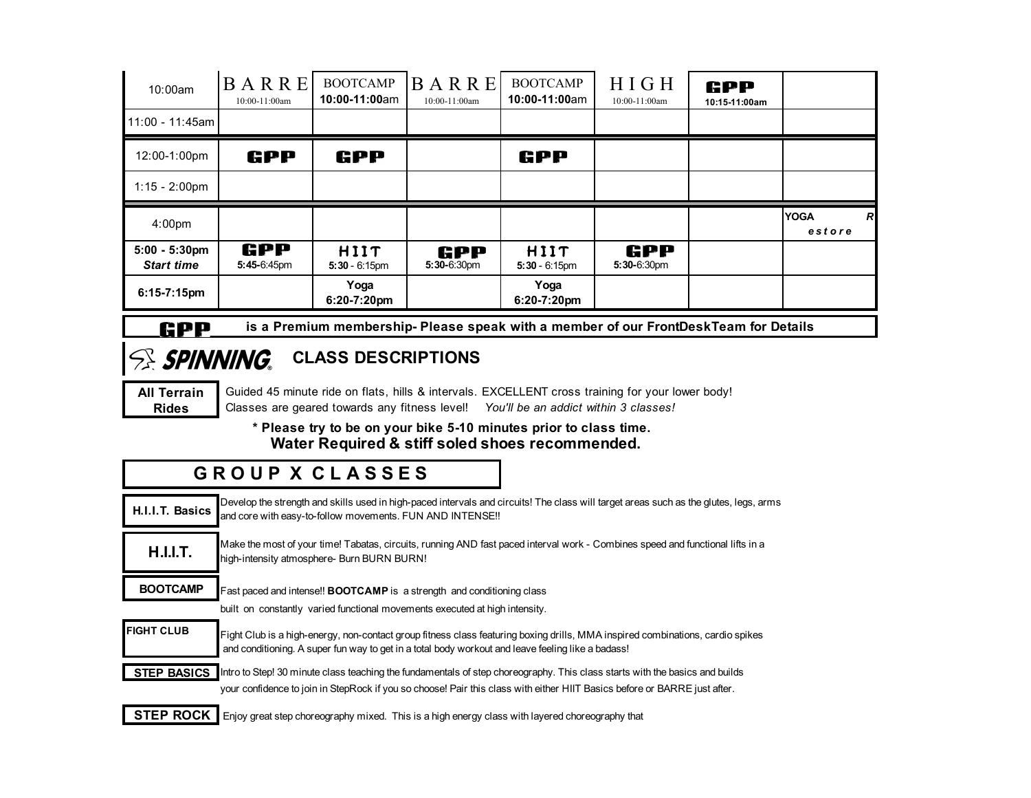| | | | | | | | |
|---|---|---|---|---|---|---|---|
| 10:00am | BARRE 10:00-11:00am | BOOTCAMP **10:00-11:00**am | BARRE 10:00-11:00am | BOOTCAMP **10:00-11:00**am | HIGH 10:00-11:00am | **GPP** **10:15-11:00am** | |
| 11:00 - 11:45am | | | | | | | |
| 12:00-1:00pm | **GPP** | **GPP** | | **GPP** | | | |
| 1:15 - 2:00pm | | | | | | | |
| 4:00pm | | | | | | | **YOGA** *R* *estore* |
| **5:00 - 5:30pm** ***Start time*** | **GPP** **5:45-**6:45pm | HIIT **5:30** - 6:15pm | **GPP** **5:30-**6:30pm | HIIT **5:30** - 6:15pm | **GPP** **5:30-**6:30pm | | |
| **6:15-7:15pm** | | **Yoga 6:20-7:20pm** | | **Yoga 6:20-7:20pm** | | | |

**GPP** **is a Premium membership- Please speak with a member of our FrontDeskTeam for Details**

## *SPINNING* CLASS DESCRIPTIONS

**All Terrain Rides** Guided 45 minute ride on flats, hills & intervals. EXCELLENT cross training for your lower body! Classes are geared towards any fitness level! *You'll be an addict within 3 classes!*

**\* Please try to be on your bike 5-10 minutes prior to class time.**
**Water Required & stiff soled shoes recommended.**

## GROUP X CLASSES

**H.I.I.T. Basics** Develop the strength and skills used in high-paced intervals and circuits! The class will target areas such as the glutes, legs, arms and core with easy-to-follow movements. FUN AND INTENSE!!

**H.I.I.T.** Make the most of your time! Tabatas, circuits, running AND fast paced interval work - Combines speed and functional lifts in a high-intensity atmosphere- Burn BURN BURN!

**BOOTCAMP** Fast paced and intense!! **BOOTCAMP** is a strength and conditioning class built on constantly varied functional movements executed at high intensity.

**FIGHT CLUB** Fight Club is a high-energy, non-contact group fitness class featuring boxing drills, MMA inspired combinations, cardio spikes and conditioning. A super fun way to get in a total body workout and leave feeling like a badass!

**STEP BASICS** Intro to Step! 30 minute class teaching the fundamentals of step choreography. This class starts with the basics and builds your confidence to join in StepRock if you so choose! Pair this class with either HIIT Basics before or BARRE just after.

**STEP ROCK** Enjoy great step choreography mixed. This is a high energy class with layered choreography that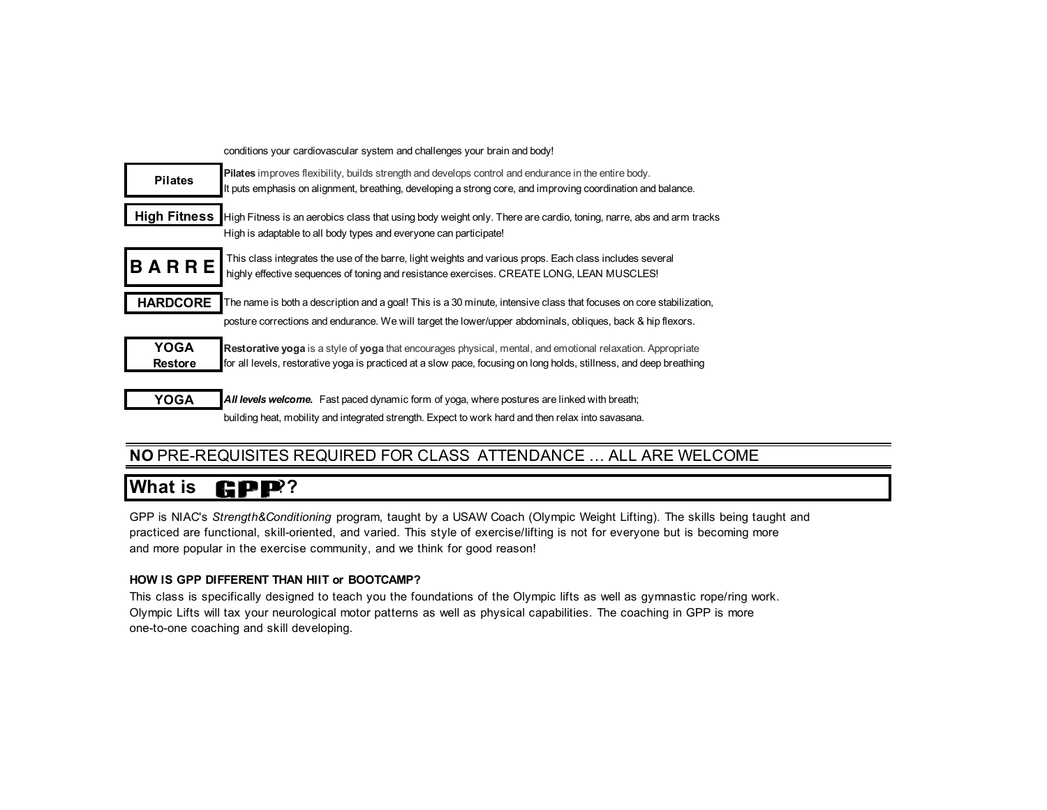conditions your cardiovascular system and challenges your brain and body!

| | |
|---|---|
| **Pilates** | **Pilates** improves flexibility, builds strength and develops control and endurance in the entire body. It puts emphasis on alignment, breathing, developing a strong core, and improving coordination and balance. |
| **High Fitness** | High Fitness is an aerobics class that using body weight only. There are cardio, toning, narre, abs and arm tracks High is adaptable to all body types and everyone can participate! |
| **B A R R E** | This class integrates the use of the barre, light weights and various props. Each class includes several highly effective sequences of toning and resistance exercises. CREATE LONG, LEAN MUSCLES! |
| **HARDCORE** | The name is both a description and a goal! This is a 30 minute, intensive class that focuses on core stabilization, posture corrections and endurance. We will target the lower/upper abdominals, obliques, back & hip flexors. |
| **YOGA Restore** | **Restorative yoga** is a style of **yoga** that encourages physical, mental, and emotional relaxation. Appropriate for all levels, restorative yoga is practiced at a slow pace, focusing on long holds, stillness, and deep breathing |
| **YOGA** | ***All levels welcome.*** Fast paced dynamic form of yoga, where postures are linked with breath; building heat, mobility and integrated strength. Expect to work hard and then relax into savasana. |

## **NO** PRE-REQUISITES REQUIRED FOR CLASS ATTENDANCE … ALL ARE WELCOME

## What is GPP??

GPP is NIAC's *Strength&Conditioning* program, taught by a USAW Coach (Olympic Weight Lifting). The skills being taught and practiced are functional, skill-oriented, and varied. This style of exercise/lifting is not for everyone but is becoming more and more popular in the exercise community, and we think for good reason!

**HOW IS GPP DIFFERENT THAN HIIT or BOOTCAMP?**

This class is specifically designed to teach you the foundations of the Olympic lifts as well as gymnastic rope/ring work. Olympic Lifts will tax your neurological motor patterns as well as physical capabilities. The coaching in GPP is more one-to-one coaching and skill developing.